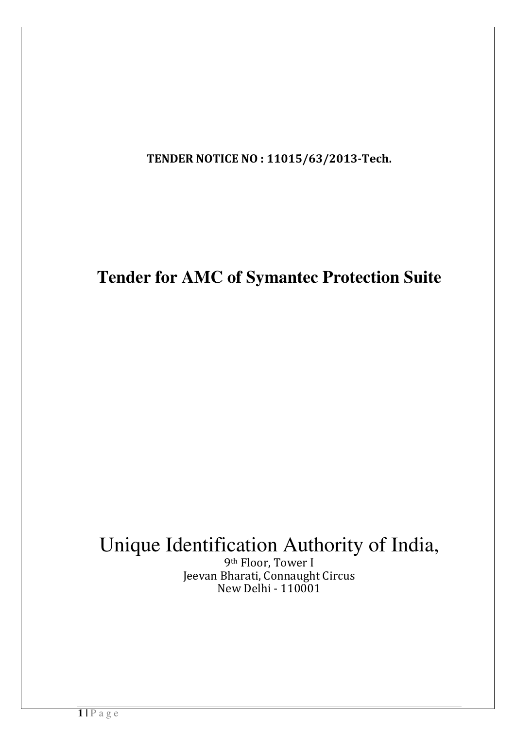**TENDER NOTICE NO : 11015/63/2013-Tech.**

# Tender for AMC of Symantec Protection Suite

Unique Identification Authority of India,

9th Floor, Tower I

Jeevan Bharati, Connaught Circus

New Delhi - 110001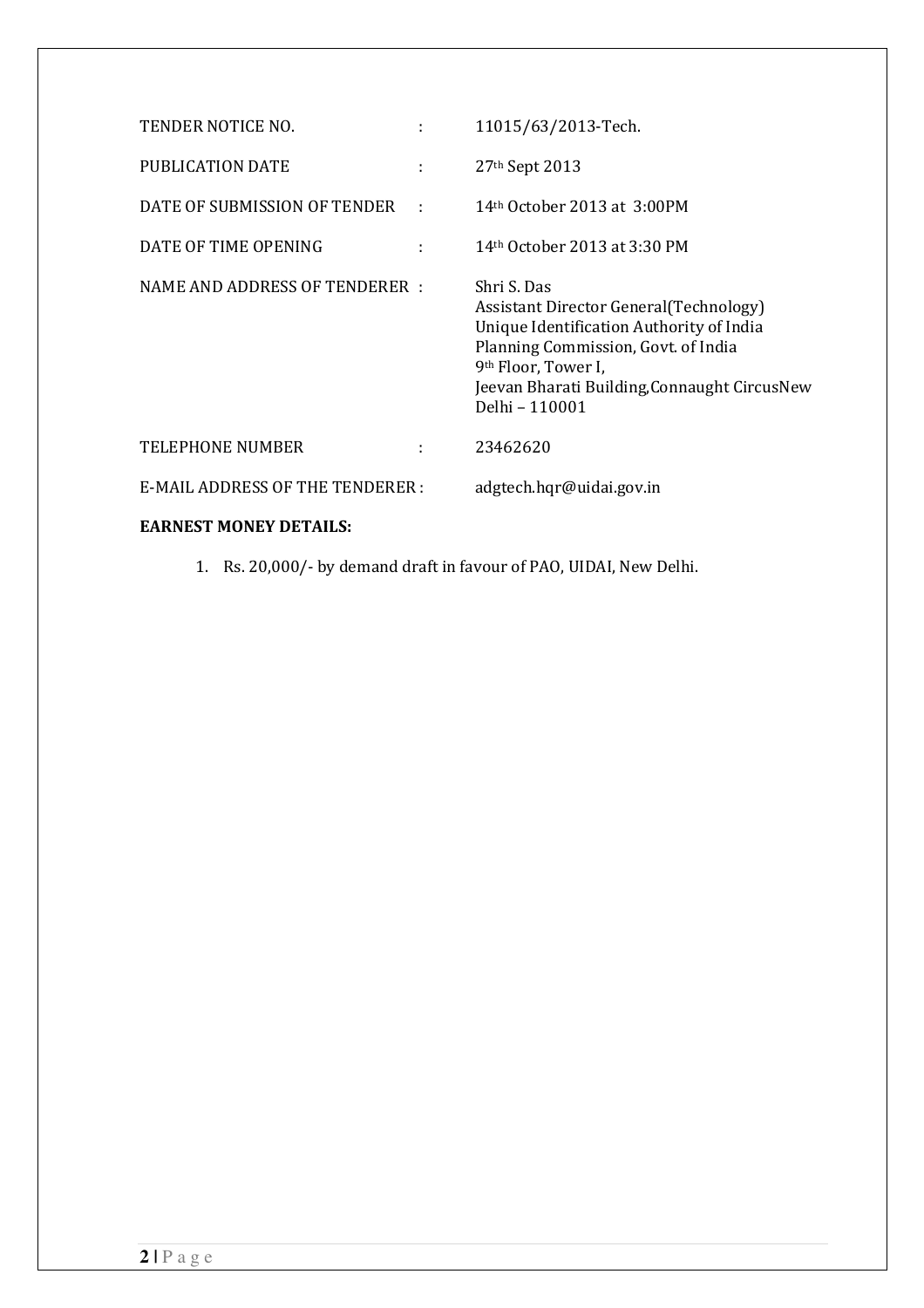| | | |
|---|---|---|
| TENDER NOTICE NO. | : | 11015/63/2013-Tech. |
| PUBLICATION DATE | : | 27th Sept 2013 |
| DATE OF SUBMISSION OF TENDER | : | 14th October 2013 at 3:00PM |
| DATE OF TIME OPENING | : | 14th October 2013 at 3:30 PM |
| NAME AND ADDRESS OF TENDERER | : | Shri S. Das<br>Assistant Director General(Technology)<br>Unique Identification Authority of India<br>Planning Commission, Govt. of India<br>9th Floor, Tower I,<br>Jeevan Bharati Building,Connaught CircusNew Delhi – 110001 |
| TELEPHONE NUMBER | : | 23462620 |
| E-MAIL ADDRESS OF THE TENDERER | : | adgtech.hqr@uidai.gov.in |

**EARNEST MONEY DETAILS:**

1. Rs. 20,000/- by demand draft in favour of PAO, UIDAI, New Delhi.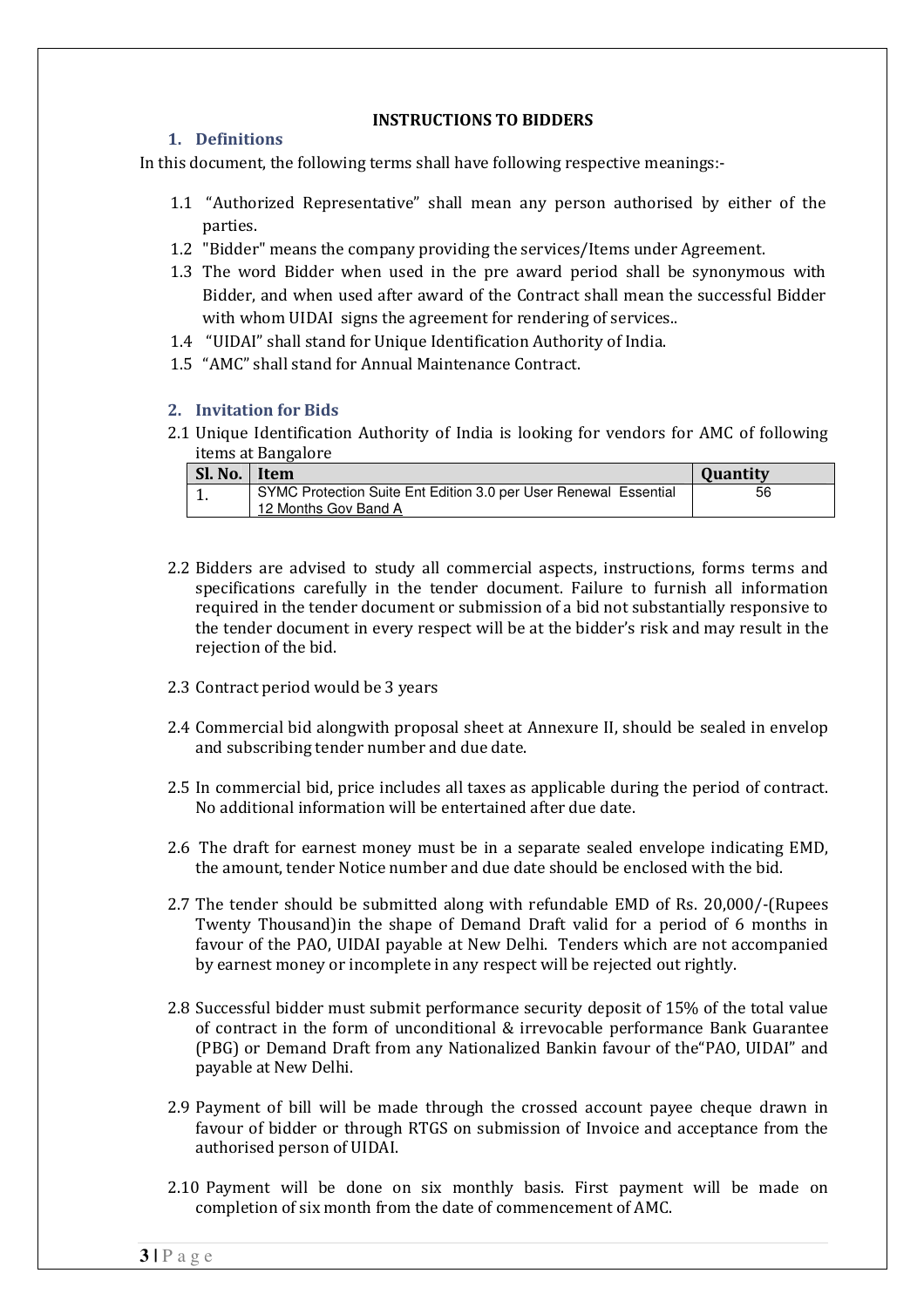# INSTRUCTIONS TO BIDDERS

## 1. Definitions

In this document, the following terms shall have following respective meanings:-

1.1 "Authorized Representative" shall mean any person authorised by either of the parties.

1.2 "Bidder" means the company providing the services/Items under Agreement.

1.3 The word Bidder when used in the pre award period shall be synonymous with Bidder, and when used after award of the Contract shall mean the successful Bidder with whom UIDAI signs the agreement for rendering of services..

1.4 "UIDAI" shall stand for Unique Identification Authority of India.

1.5 "AMC" shall stand for Annual Maintenance Contract.

## 2. Invitation for Bids

2.1 Unique Identification Authority of India is looking for vendors for AMC of following items at Bangalore

| Sl. No. | Item | Quantity |
|---|---|---|
| 1. | SYMC Protection Suite Ent Edition 3.0 per User Renewal Essential 12 Months Gov Band A | 56 |

2.2 Bidders are advised to study all commercial aspects, instructions, forms terms and specifications carefully in the tender document. Failure to furnish all information required in the tender document or submission of a bid not substantially responsive to the tender document in every respect will be at the bidder's risk and may result in the rejection of the bid.

2.3 Contract period would be 3 years

2.4 Commercial bid alongwith proposal sheet at Annexure II, should be sealed in envelop and subscribing tender number and due date.

2.5 In commercial bid, price includes all taxes as applicable during the period of contract. No additional information will be entertained after due date.

2.6 The draft for earnest money must be in a separate sealed envelope indicating EMD, the amount, tender Notice number and due date should be enclosed with the bid.

2.7 The tender should be submitted along with refundable EMD of Rs. 20,000/-(Rupees Twenty Thousand)in the shape of Demand Draft valid for a period of 6 months in favour of the PAO, UIDAI payable at New Delhi. Tenders which are not accompanied by earnest money or incomplete in any respect will be rejected out rightly.

2.8 Successful bidder must submit performance security deposit of 15% of the total value of contract in the form of unconditional & irrevocable performance Bank Guarantee (PBG) or Demand Draft from any Nationalized Bankin favour of the"PAO, UIDAI" and payable at New Delhi.

2.9 Payment of bill will be made through the crossed account payee cheque drawn in favour of bidder or through RTGS on submission of Invoice and acceptance from the authorised person of UIDAI.

2.10 Payment will be done on six monthly basis. First payment will be made on completion of six month from the date of commencement of AMC.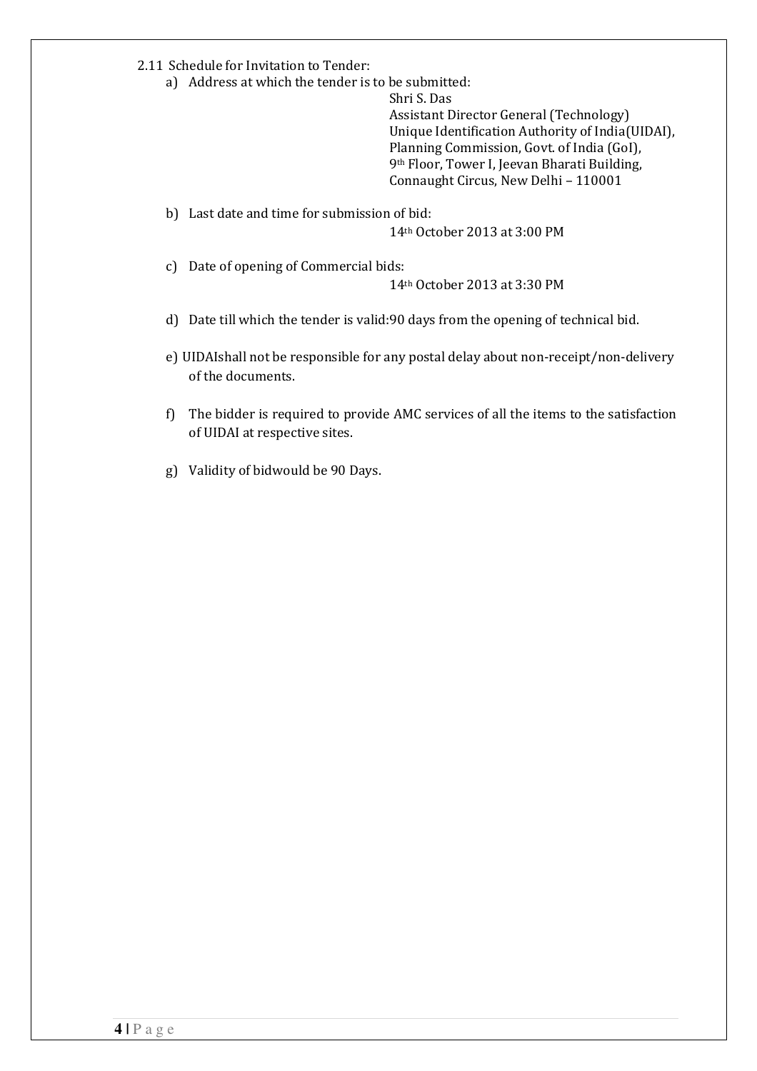2.11 Schedule for Invitation to Tender:

a) Address at which the tender is to be submitted:

Shri S. Das
Assistant Director General (Technology)
Unique Identification Authority of India(UIDAI),
Planning Commission, Govt. of India (GoI),
9th Floor, Tower I, Jeevan Bharati Building,
Connaught Circus, New Delhi – 110001

b) Last date and time for submission of bid:

14th October 2013 at 3:00 PM

c) Date of opening of Commercial bids:

14th October 2013 at 3:30 PM

d) Date till which the tender is valid:90 days from the opening of technical bid.

e) UIDAIshall not be responsible for any postal delay about non-receipt/non-delivery of the documents.

f) The bidder is required to provide AMC services of all the items to the satisfaction of UIDAI at respective sites.

g) Validity of bidwould be 90 Days.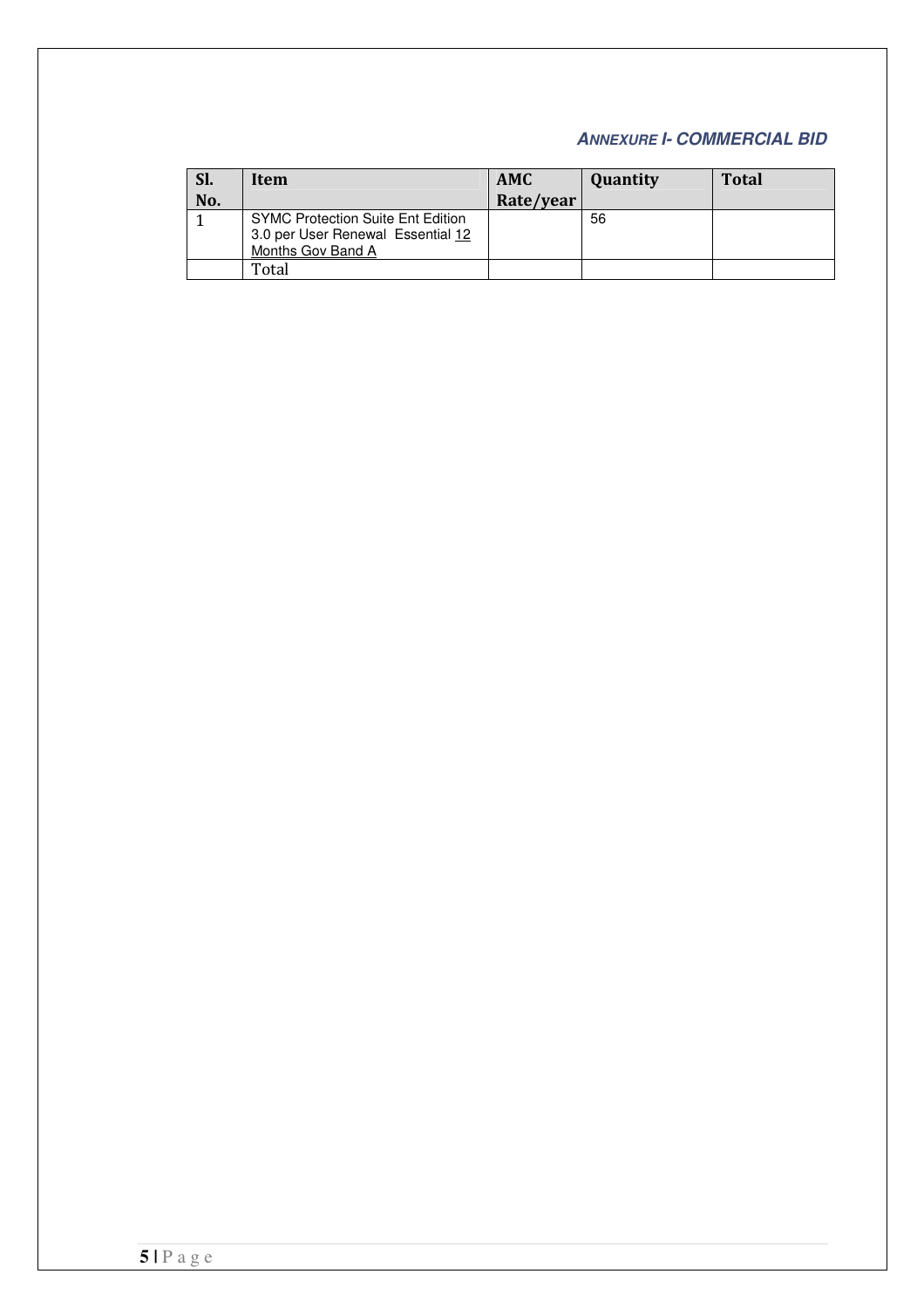## ANNEXURE I- COMMERCIAL BID

| Sl. No. | Item | AMC Rate/year | Quantity | Total |
|---|---|---|---|---|
| 1 | SYMC Protection Suite Ent Edition 3.0 per User Renewal Essential 12 Months Gov Band A | | 56 | |
| | Total | | | |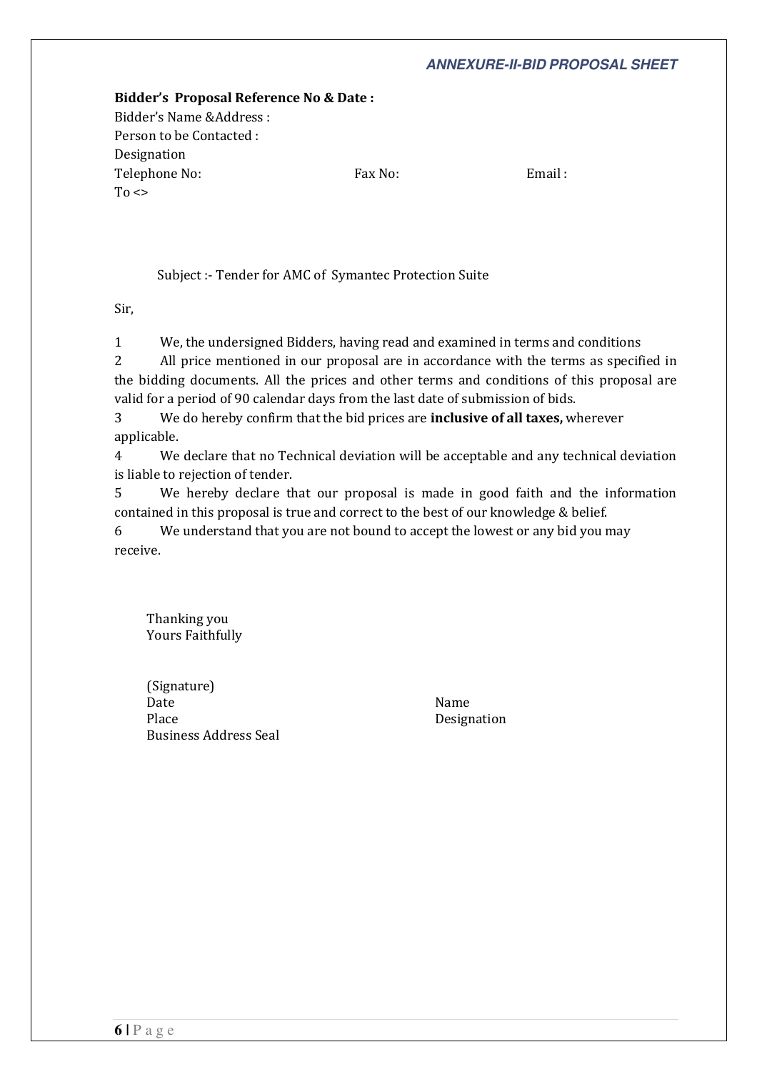## ANNEXURE-II-BID PROPOSAL SHEET

**Bidder's Proposal Reference No & Date :**

Bidder's Name &Address :

Person to be Contacted :

Designation

Telephone No: Fax No: Email :

To <>

Subject :- Tender for AMC of Symantec Protection Suite

Sir,

1 We, the undersigned Bidders, having read and examined in terms and conditions

2 All price mentioned in our proposal are in accordance with the terms as specified in the bidding documents. All the prices and other terms and conditions of this proposal are valid for a period of 90 calendar days from the last date of submission of bids.

3 We do hereby confirm that the bid prices are **inclusive of all taxes,** wherever applicable.

4 We declare that no Technical deviation will be acceptable and any technical deviation is liable to rejection of tender.

5 We hereby declare that our proposal is made in good faith and the information contained in this proposal is true and correct to the best of our knowledge & belief.

6 We understand that you are not bound to accept the lowest or any bid you may receive.

Thanking you

Yours Faithfully

(Signature)

Date

Place

Business Address Seal

Name

Designation